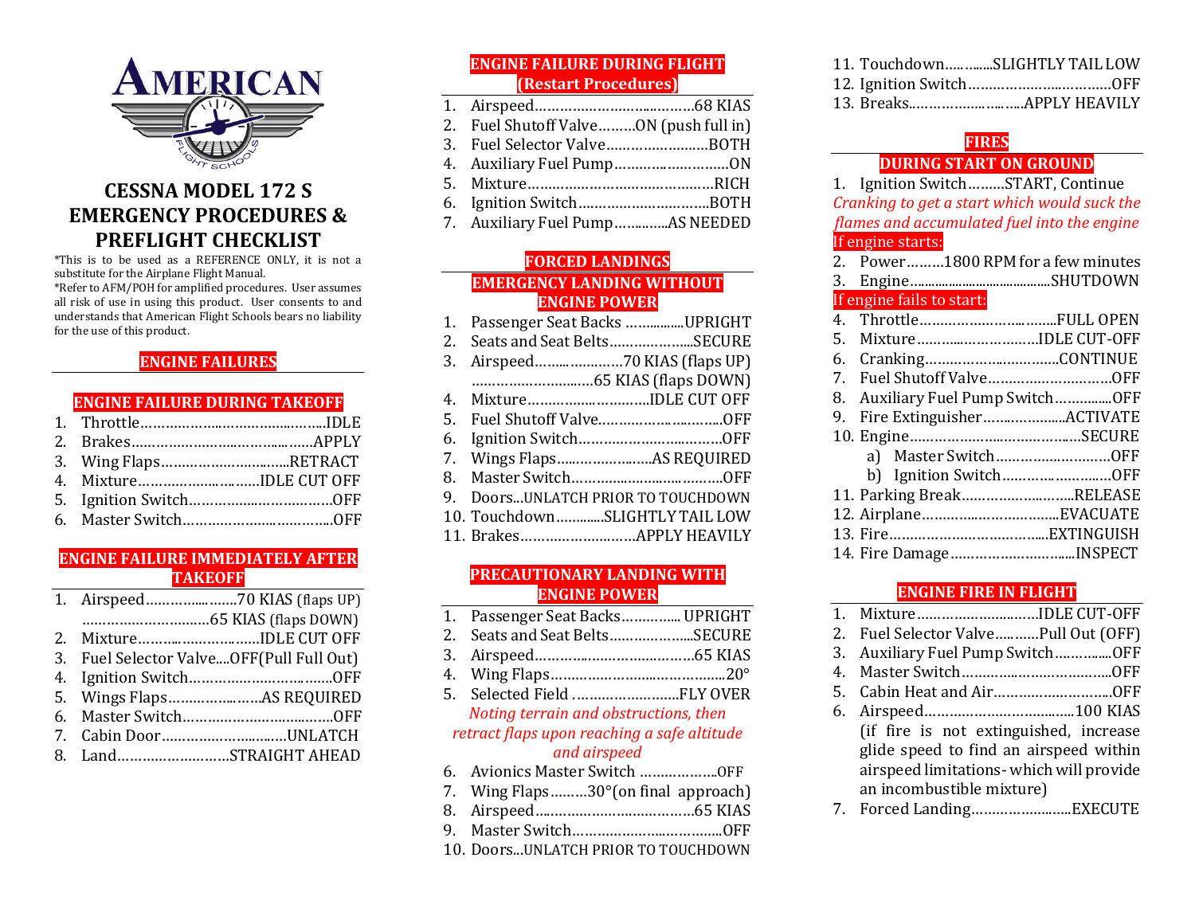AMERICAN

FLIGHT SCHOOLS

# CESSNA MODEL 172 S EMERGENCY PROCEDURES & PREFLIGHT CHECKLIST

*This is to be used as a REFERENCE ONLY, it is not a substitute for the Airplane Flight Manual.

*Refer to AFM/POH for amplified procedures. User assumes all risk of use in using this product. User consents to and understands that American Flight Schools bears no liability for the use of this product.

## ENGINE FAILURES

### ENGINE FAILURE DURING TAKEOFF

1. Throttle……………………………………IDLE
2. Brakes……………………………………APPLY
3. Wing Flaps…………………………RETRACT
4. Mixture……………………………IDLE CUT OFF
5. Ignition Switch……………………………OFF
6. Master Switch……………………………OFF

### ENGINE FAILURE IMMEDIATELY AFTER TAKEOFF

1. Airspeed……………………70 KIAS (flaps UP)
   ………………………65 KIAS (flaps DOWN)
2. Mixture……………………………IDLE CUT OFF
3. Fuel Selector Valve....OFF(Pull Full Out)
4. Ignition Switch……………………………OFF
5. Wings Flaps…………………AS REQUIRED
6. Master Switch……………………………OFF
7. Cabin Door…………………………UNLATCH
8. Land……………………STRAIGHT AHEAD

### ENGINE FAILURE DURING FLIGHT (Restart Procedures)

1. Airspeed…………………………………68 KIAS
2. Fuel Shutoff Valve………ON (push full in)
3. Fuel Selector Valve……………………BOTH
4. Auxiliary Fuel Pump……………………ON
5. Mixture…………………………………RICH
6. Ignition Switch…………………………BOTH
7. Auxiliary Fuel Pump…………AS NEEDED

## FORCED LANDINGS

### EMERGENCY LANDING WITHOUT ENGINE POWER

1. Passenger Seat Backs ……………UPRIGHT
2. Seats and Seat Belts…………………SECURE
3. Airspeed…………………70 KIAS (flaps UP)
   ……………………65 KIAS (flaps DOWN)
4. Mixture…………………………IDLE CUT OFF
5. Fuel Shutoff Valve………………………OFF
6. Ignition Switch……………………………OFF
7. Wings Flaps…………………AS REQUIRED
8. Master Switch……………………………OFF
9. Doors...UNLATCH PRIOR TO TOUCHDOWN
10. Touchdown…………SLIGHTLY TAIL LOW
11. Brakes………………………APPLY HEAVILY

### PRECAUTIONARY LANDING WITH ENGINE POWER

1. Passenger Seat Backs………….. UPRIGHT
2. Seats and Seat Belts…………………SECURE
3. Airspeed…………………………………65 KIAS
4. Wing Flaps………………………………20°
5. Selected Field ……………………FLY OVER

*Noting terrain and obstructions, then retract flaps upon reaching a safe altitude and airspeed*

6. Avionics Master Switch ………………OFF
7. Wing Flaps………30°(on final approach)
8. Airspeed…………………………………65 KIAS
9. Master Switch……………………………OFF
10. Doors...UNLATCH PRIOR TO TOUCHDOWN
11. Touchdown…………SLIGHTLY TAIL LOW
12. Ignition Switch……………………………OFF
13. Breaks……………………APPLY HEAVILY

## FIRES

### DURING START ON GROUND

1. Ignition Switch………START, Continue

*Cranking to get a start which would suck the flames and accumulated fuel into the engine*

If engine starts:

2. Power………1800 RPM for a few minutes
3. Engine…………………………………SHUTDOWN

If engine fails to start:

4. Throttle…………………………FULL OPEN
5. Mixture…………………………IDLE CUT-OFF
6. Cranking…………………………CONTINUE
7. Fuel Shutoff Valve………………………OFF
8. Auxiliary Fuel Pump Switch……………OFF
9. Fire Extinguisher………………ACTIVATE
10. Engine……………………………………SECURE
    a) Master Switch……………………OFF
    b) Ignition Switch……………………OFF
11. Parking Brake…………………RELEASE
12. Airplane……………………………EVACUATE
13. Fire…………………………………EXTINGUISH
14. Fire Damage……………………………INSPECT

### ENGINE FIRE IN FLIGHT

1. Mixture…………………………IDLE CUT-OFF
2. Fuel Selector Valve………Pull Out (OFF)
3. Auxiliary Fuel Pump Switch……………OFF
4. Master Switch……………………………OFF
5. Cabin Heat and Air………………………OFF
6. Airspeed………………………………100 KIAS
   (if fire is not extinguished, increase glide speed to find an airspeed within airspeed limitations- which will provide an incombustible mixture)
7. Forced Landing…………………EXECUTE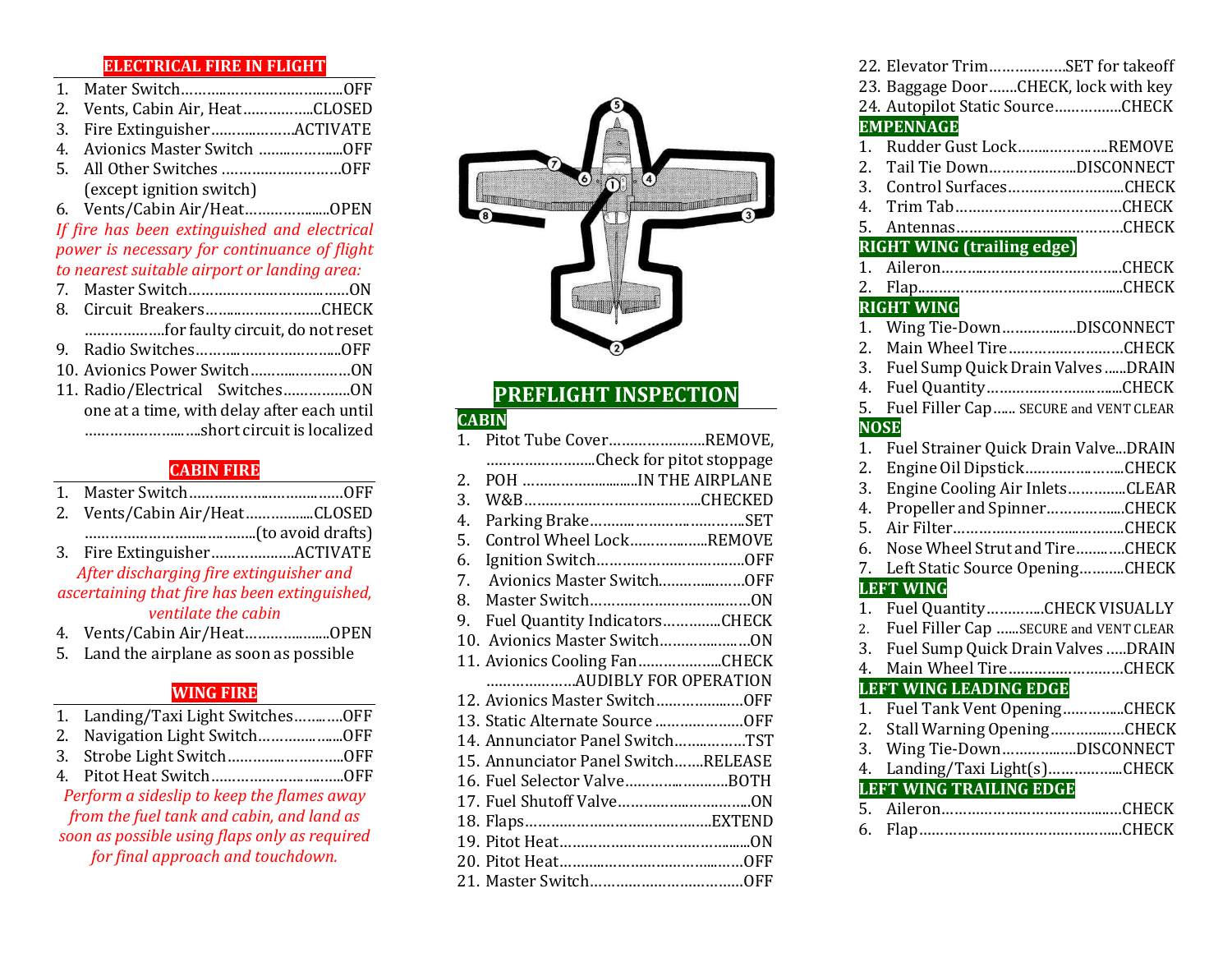## ELECTRICAL FIRE IN FLIGHT

1. Mater Switch……………………………….OFF
2. Vents, Cabin Air, Heat……………..CLOSED
3. Fire Extinguisher…………………ACTIVATE
4. Avionics Master Switch …………………OFF
5. All Other Switches ……………………….OFF (except ignition switch)
6. Vents/Cabin Air/Heat………………….OPEN

*If fire has been extinguished and electrical power is necessary for continuance of flight to nearest suitable airport or landing area:*

7. Master Switch…………………………….…ON
8. Circuit Breakers………………………CHECK ………………for faulty circuit, do not reset
9. Radio Switches…………………………..OFF
10. Avionics Power Switch……………………ON
11. Radio/Electrical Switches……………..ON one at a time, with delay after each until ……………………..short circuit is localized

## CABIN FIRE

1. Master Switch……………………………….OFF
2. Vents/Cabin Air/Heat……………..CLOSED ………………………………..(to avoid drafts)
3. Fire Extinguisher…………………ACTIVATE

*After discharging fire extinguisher and ascertaining that fire has been extinguished, ventilate the cabin*

4. Vents/Cabin Air/Heat………………….OPEN
5. Land the airplane as soon as possible

## WING FIRE

1. Landing/Taxi Light Switches…………OFF
2. Navigation Light Switch…………………OFF
3. Strobe Light Switch……………………….OFF
4. Pitot Heat Switch…………………………OFF

*Perform a sideslip to keep the flames away from the fuel tank and cabin, and land as soon as possible using flaps only as required for final approach and touchdown.*

5
7
6
1
4
8
3
2

## PREFLIGHT INSPECTION

### CABIN

1. Pitot Tube Cover…………………..REMOVE, ……………………..Check for pitot stoppage
2. POH ………………………IN THE AIRPLANE
3. W&B………………………………….CHECKED
4. Parking Brake…………………………….SET
5. Control Wheel Lock………………REMOVE
6. Ignition Switch……………………………OFF
7. Avionics Master Switch……………….OFF
8. Master Switch………………………………ON
9. Fuel Quantity Indicators…………..CHECK
10. Avionics Master Switch…………………ON
11. Avionics Cooling Fan………………..CHECK …………………AUDIBLY FOR OPERATION
12. Avionics Master Switch……………….OFF
13. Static Alternate Source ………………..OFF
14. Annunciator Panel Switch…………….TST
15. Annunciator Panel Switch…….RELEASE
16. Fuel Selector Valve……………………BOTH
17. Fuel Shutoff Valve…………………………ON
18. Flaps…………………………………….EXTEND
19. Pitot Heat……………………………………ON
20. Pitot Heat…………………………………..OFF
21. Master Switch……………………………..OFF
22. Elevator Trim………………SET for takeoff
23. Baggage Door…….CHECK, lock with key
24. Autopilot Static Source…………….CHECK

### EMPENNAGE

1. Rudder Gust Lock…………………REMOVE
2. Tail Tie Down………………..DISCONNECT
3. Control Surfaces…………………….CHECK
4. Trim Tab…………………………………CHECK
5. Antennas………………………………CHECK

### RIGHT WING (trailing edge)

1. Aileron…………………………………..CHECK
2. Flap…………………………………………CHECK

### RIGHT WING

1. Wing Tie-Down……………..DISCONNECT
2. Main Wheel Tire……………………..CHECK
3. Fuel Sump Quick Drain Valves ……DRAIN
4. Fuel Quantity…………………………CHECK
5. Fuel Filler Cap…… SECURE and VENT CLEAR

### NOSE

1. Fuel Strainer Quick Drain Valve...DRAIN
2. Engine Oil Dipstick…………………..CHECK
3. Engine Cooling Air Inlets…………..CLEAR
4. Propeller and Spinner……………..CHECK
5. Air Filter…………………………………CHECK
6. Nose Wheel Strut and Tire………..CHECK
7. Left Static Source Opening……….CHECK

### LEFT WING

1. Fuel Quantity…………..CHECK VISUALLY
2. Fuel Filler Cap ……SECURE and VENT CLEAR
3. Fuel Sump Quick Drain Valves …..DRAIN
4. Main Wheel Tire……………………..CHECK

### LEFT WING LEADING EDGE

1. Fuel Tank Vent Opening…………..CHECK
2. Stall Warning Opening……………..CHECK
3. Wing Tie-Down……………..DISCONNECT
4. Landing/Taxi Light(s)……………..CHECK

### LEFT WING TRAILING EDGE

5. Aileron…………………………………..CHECK
6. Flap…………………………………………CHECK